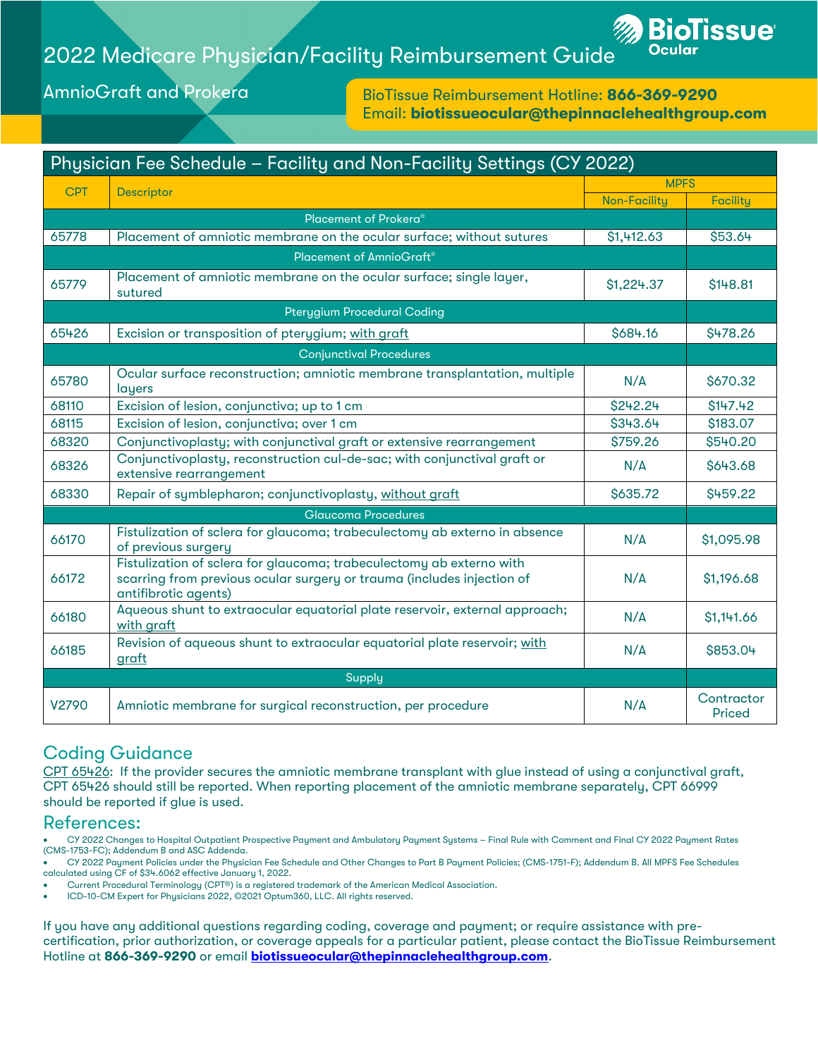# 2022 Medicare Physician/Facility Reimbursement Guide

BioTissue Ocular

## AmnioGraft and Prokera

BioTissue Reimbursement Hotline: **866-369-9290**
Email: **biotissueocular@thepinnaclehealthgroup.com**

| Physician Fee Schedule – Facility and Non-Facility Settings (CY 2022) | | | |
|---|---|---|---|
| CPT | Descriptor | MPFS | |
| | | Non-Facility | Facility |
| Placement of Prokera® | | | |
| 65778 | Placement of amniotic membrane on the ocular surface; without sutures | $1,412.63 | $53.64 |
| Placement of AmnioGraft® | | | |
| 65779 | Placement of amniotic membrane on the ocular surface; single layer, sutured | $1,224.37 | $148.81 |
| Pterygium Procedural Coding | | | |
| 65426 | Excision or transposition of pterygium; with graft | $684.16 | $478.26 |
| Conjunctival Procedures | | | |
| 65780 | Ocular surface reconstruction; amniotic membrane transplantation, multiple layers | N/A | $670.32 |
| 68110 | Excision of lesion, conjunctiva; up to 1 cm | $242.24 | $147.42 |
| 68115 | Excision of lesion, conjunctiva; over 1 cm | $343.64 | $183.07 |
| 68320 | Conjunctivoplasty; with conjunctival graft or extensive rearrangement | $759.26 | $540.20 |
| 68326 | Conjunctivoplasty, reconstruction cul-de-sac; with conjunctival graft or extensive rearrangement | N/A | $643.68 |
| 68330 | Repair of symblepharon; conjunctivoplasty, without graft | $635.72 | $459.22 |
| Glaucoma Procedures | | | |
| 66170 | Fistulization of sclera for glaucoma; trabeculectomy ab externo in absence of previous surgery | N/A | $1,095.98 |
| 66172 | Fistulization of sclera for glaucoma; trabeculectomy ab externo with scarring from previous ocular surgery or trauma (includes injection of antifibrotic agents) | N/A | $1,196.68 |
| 66180 | Aqueous shunt to extraocular equatorial plate reservoir, external approach; with graft | N/A | $1,141.66 |
| 66185 | Revision of aqueous shunt to extraocular equatorial plate reservoir; with graft | N/A | $853.04 |
| Supply | | | |
| V2790 | Amniotic membrane for surgical reconstruction, per procedure | N/A | Contractor Priced |

## Coding Guidance

CPT 65426: If the provider secures the amniotic membrane transplant with glue instead of using a conjunctival graft, CPT 65426 should still be reported. When reporting placement of the amniotic membrane separately, CPT 66999 should be reported if glue is used.

## References:

- CY 2022 Changes to Hospital Outpatient Prospective Payment and Ambulatory Payment Systems – Final Rule with Comment and Final CY 2022 Payment Rates (CMS-1753-FC); Addendum B and ASC Addenda.
- CY 2022 Payment Policies under the Physician Fee Schedule and Other Changes to Part B Payment Policies; (CMS-1751-F); Addendum B. All MPFS Fee Schedules calculated using CF of $34.6062 effective January 1, 2022.
- Current Procedural Terminology (CPT®) is a registered trademark of the American Medical Association.
- ICD-10-CM Expert for Physicians 2022, ©2021 Optum360, LLC. All rights reserved.

If you have any additional questions regarding coding, coverage and payment; or require assistance with pre-certification, prior authorization, or coverage appeals for a particular patient, please contact the BioTissue Reimbursement Hotline at **866-369-9290** or email **biotissueocular@thepinnaclehealthgroup.com**.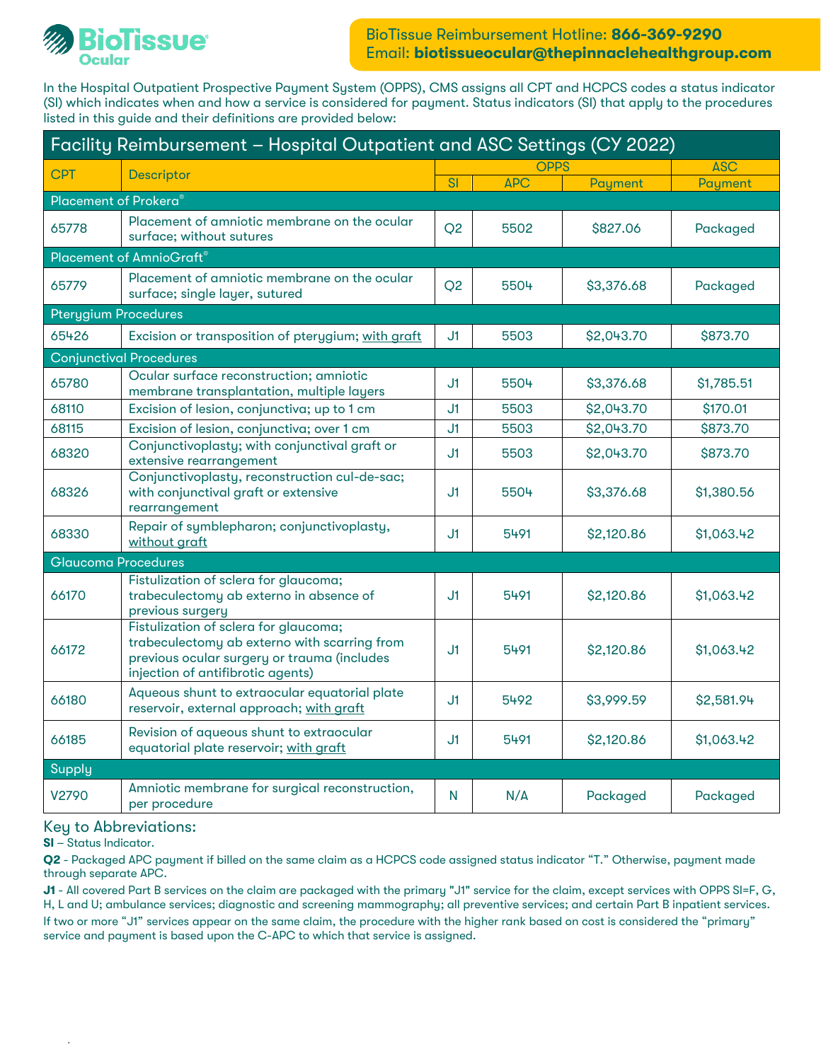**BioTissue** Ocular

BioTissue Reimbursement Hotline: **866-369-9290**
Email: **biotissueocular@thepinnaclehealthgroup.com**

In the Hospital Outpatient Prospective Payment System (OPPS), CMS assigns all CPT and HCPCS codes a status indicator (SI) which indicates when and how a service is considered for payment. Status indicators (SI) that apply to the procedures listed in this guide and their definitions are provided below:

## Facility Reimbursement – Hospital Outpatient and ASC Settings (CY 2022)

| CPT | Descriptor | OPPS | | | ASC |
|---|---|---|---|---|---|
| | | SI | APC | Payment | Payment |
| **Placement of Prokera®** | | | | | |
| 65778 | Placement of amniotic membrane on the ocular surface; without sutures | Q2 | 5502 | $827.06 | Packaged |
| **Placement of AmnioGraft®** | | | | | |
| 65779 | Placement of amniotic membrane on the ocular surface; single layer, sutured | Q2 | 5504 | $3,376.68 | Packaged |
| **Pterygium Procedures** | | | | | |
| 65426 | Excision or transposition of pterygium; with graft | J1 | 5503 | $2,043.70 | $873.70 |
| **Conjunctival Procedures** | | | | | |
| 65780 | Ocular surface reconstruction; amniotic membrane transplantation, multiple layers | J1 | 5504 | $3,376.68 | $1,785.51 |
| 68110 | Excision of lesion, conjunctiva; up to 1 cm | J1 | 5503 | $2,043.70 | $170.01 |
| 68115 | Excision of lesion, conjunctiva; over 1 cm | J1 | 5503 | $2,043.70 | $873.70 |
| 68320 | Conjunctivoplasty; with conjunctival graft or extensive rearrangement | J1 | 5503 | $2,043.70 | $873.70 |
| 68326 | Conjunctivoplasty, reconstruction cul-de-sac; with conjunctival graft or extensive rearrangement | J1 | 5504 | $3,376.68 | $1,380.56 |
| 68330 | Repair of symblepharon; conjunctivoplasty, without graft | J1 | 5491 | $2,120.86 | $1,063.42 |
| **Glaucoma Procedures** | | | | | |
| 66170 | Fistulization of sclera for glaucoma; trabeculectomy ab externo in absence of previous surgery | J1 | 5491 | $2,120.86 | $1,063.42 |
| 66172 | Fistulization of sclera for glaucoma; trabeculectomy ab externo with scarring from previous ocular surgery or trauma (includes injection of antifibrotic agents) | J1 | 5491 | $2,120.86 | $1,063.42 |
| 66180 | Aqueous shunt to extraocular equatorial plate reservoir, external approach; with graft | J1 | 5492 | $3,999.59 | $2,581.94 |
| 66185 | Revision of aqueous shunt to extraocular equatorial plate reservoir; with graft | J1 | 5491 | $2,120.86 | $1,063.42 |
| **Supply** | | | | | |
| V2790 | Amniotic membrane for surgical reconstruction, per procedure | N | N/A | Packaged | Packaged |

### Key to Abbreviations:

**SI** – Status Indicator.

**Q2** - Packaged APC payment if billed on the same claim as a HCPCS code assigned status indicator "T." Otherwise, payment made through separate APC.

**J1** - All covered Part B services on the claim are packaged with the primary "J1" service for the claim, except services with OPPS SI=F, G, H, L and U; ambulance services; diagnostic and screening mammography; all preventive services; and certain Part B inpatient services. If two or more "J1" services appear on the same claim, the procedure with the higher rank based on cost is considered the "primary" service and payment is based upon the C-APC to which that service is assigned.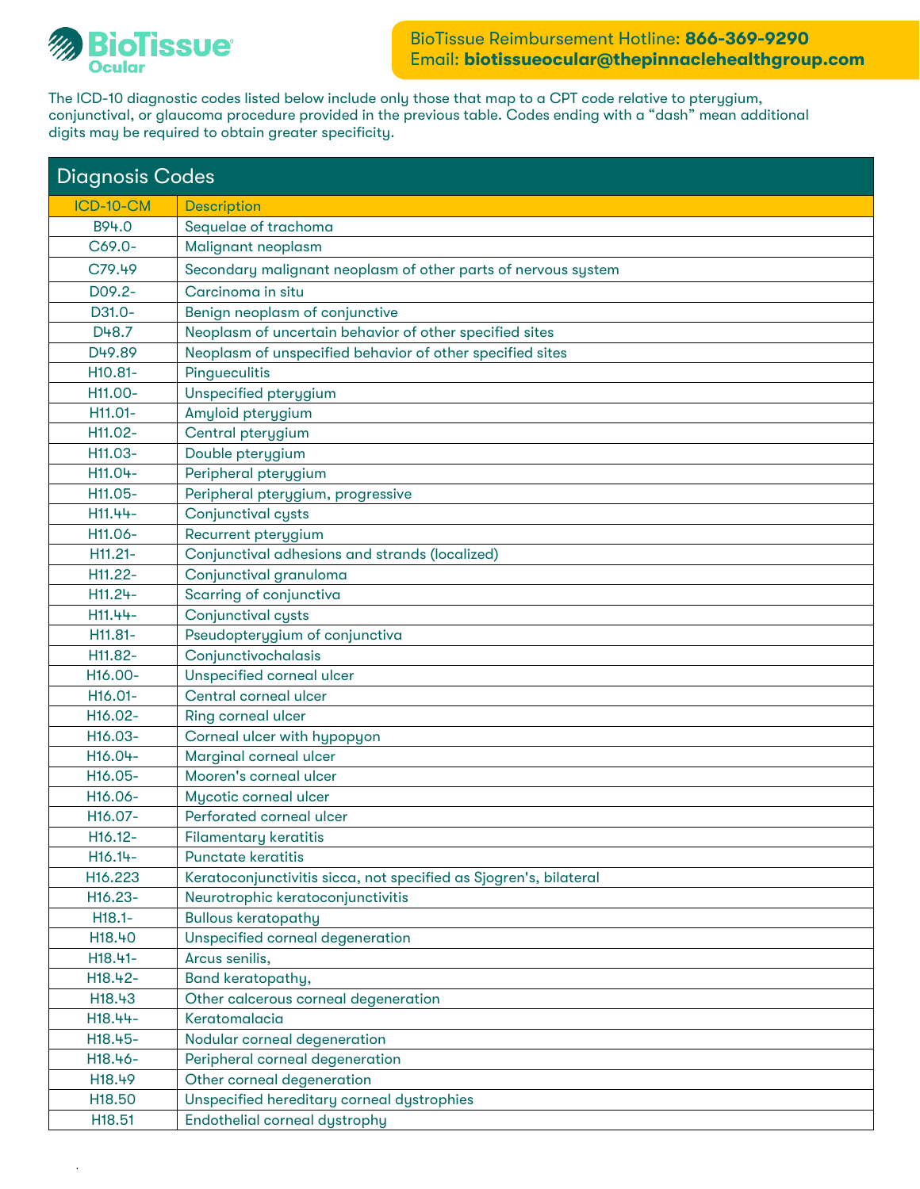BioTissue Ocular

BioTissue Reimbursement Hotline: **866-369-9290**
Email: **biotissueocular@thepinnaclehealthgroup.com**

The ICD-10 diagnostic codes listed below include only those that map to a CPT code relative to pterygium, conjunctival, or glaucoma procedure provided in the previous table. Codes ending with a "dash" mean additional digits may be required to obtain greater specificity.

## Diagnosis Codes

| ICD-10-CM | Description |
|---|---|
| B94.0 | Sequelae of trachoma |
| C69.0- | Malignant neoplasm |
| C79.49 | Secondary malignant neoplasm of other parts of nervous system |
| D09.2- | Carcinoma in situ |
| D31.0- | Benign neoplasm of conjunctive |
| D48.7 | Neoplasm of uncertain behavior of other specified sites |
| D49.89 | Neoplasm of unspecified behavior of other specified sites |
| H10.81- | Pingueculitis |
| H11.00- | Unspecified pterygium |
| H11.01- | Amyloid pterygium |
| H11.02- | Central pterygium |
| H11.03- | Double pterygium |
| H11.04- | Peripheral pterygium |
| H11.05- | Peripheral pterygium, progressive |
| H11.44- | Conjunctival cysts |
| H11.06- | Recurrent pterygium |
| H11.21- | Conjunctival adhesions and strands (localized) |
| H11.22- | Conjunctival granuloma |
| H11.24- | Scarring of conjunctiva |
| H11.44- | Conjunctival cysts |
| H11.81- | Pseudopterygium of conjunctiva |
| H11.82- | Conjunctivochalasis |
| H16.00- | Unspecified corneal ulcer |
| H16.01- | Central corneal ulcer |
| H16.02- | Ring corneal ulcer |
| H16.03- | Corneal ulcer with hypopyon |
| H16.04- | Marginal corneal ulcer |
| H16.05- | Mooren's corneal ulcer |
| H16.06- | Mycotic corneal ulcer |
| H16.07- | Perforated corneal ulcer |
| H16.12- | Filamentary keratitis |
| H16.14- | Punctate keratitis |
| H16.223 | Keratoconjunctivitis sicca, not specified as Sjogren's, bilateral |
| H16.23- | Neurotrophic keratoconjunctivitis |
| H18.1- | Bullous keratopathy |
| H18.40 | Unspecified corneal degeneration |
| H18.41- | Arcus senilis, |
| H18.42- | Band keratopathy, |
| H18.43 | Other calcerous corneal degeneration |
| H18.44- | Keratomalacia |
| H18.45- | Nodular corneal degeneration |
| H18.46- | Peripheral corneal degeneration |
| H18.49 | Other corneal degeneration |
| H18.50 | Unspecified hereditary corneal dystrophies |
| H18.51 | Endothelial corneal dystrophy |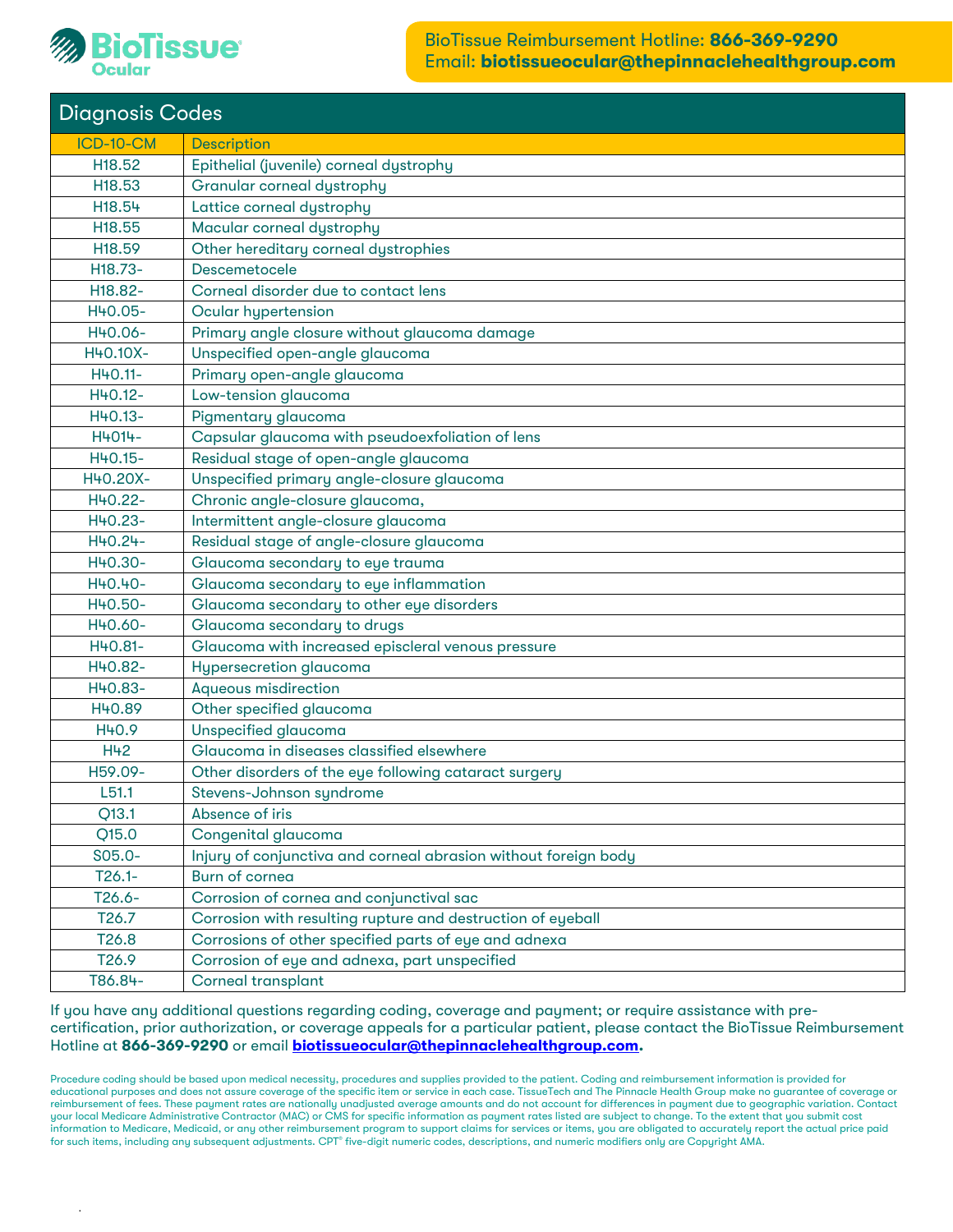BioTissue Ocular

BioTissue Reimbursement Hotline: **866-369-9290**
Email: **biotissueocular@thepinnaclehealthgroup.com**

## Diagnosis Codes

| ICD-10-CM | Description |
|---|---|
| H18.52 | Epithelial (juvenile) corneal dystrophy |
| H18.53 | Granular corneal dystrophy |
| H18.54 | Lattice corneal dystrophy |
| H18.55 | Macular corneal dystrophy |
| H18.59 | Other hereditary corneal dystrophies |
| H18.73- | Descemetocele |
| H18.82- | Corneal disorder due to contact lens |
| H40.05- | Ocular hypertension |
| H40.06- | Primary angle closure without glaucoma damage |
| H40.10X- | Unspecified open-angle glaucoma |
| H40.11- | Primary open-angle glaucoma |
| H40.12- | Low-tension glaucoma |
| H40.13- | Pigmentary glaucoma |
| H4014- | Capsular glaucoma with pseudoexfoliation of lens |
| H40.15- | Residual stage of open-angle glaucoma |
| H40.20X- | Unspecified primary angle-closure glaucoma |
| H40.22- | Chronic angle-closure glaucoma, |
| H40.23- | Intermittent angle-closure glaucoma |
| H40.24- | Residual stage of angle-closure glaucoma |
| H40.30- | Glaucoma secondary to eye trauma |
| H40.40- | Glaucoma secondary to eye inflammation |
| H40.50- | Glaucoma secondary to other eye disorders |
| H40.60- | Glaucoma secondary to drugs |
| H40.81- | Glaucoma with increased episcleral venous pressure |
| H40.82- | Hypersecretion glaucoma |
| H40.83- | Aqueous misdirection |
| H40.89 | Other specified glaucoma |
| H40.9 | Unspecified glaucoma |
| H42 | Glaucoma in diseases classified elsewhere |
| H59.09- | Other disorders of the eye following cataract surgery |
| L51.1 | Stevens-Johnson syndrome |
| Q13.1 | Absence of iris |
| Q15.0 | Congenital glaucoma |
| S05.0- | Injury of conjunctiva and corneal abrasion without foreign body |
| T26.1- | Burn of cornea |
| T26.6- | Corrosion of cornea and conjunctival sac |
| T26.7 | Corrosion with resulting rupture and destruction of eyeball |
| T26.8 | Corrosions of other specified parts of eye and adnexa |
| T26.9 | Corrosion of eye and adnexa, part unspecified |
| T86.84- | Corneal transplant |

If you have any additional questions regarding coding, coverage and payment; or require assistance with pre-certification, prior authorization, or coverage appeals for a particular patient, please contact the BioTissue Reimbursement Hotline at **866-369-9290** or email **biotissueocular@thepinnaclehealthgroup.com**.

Procedure coding should be based upon medical necessity, procedures and supplies provided to the patient. Coding and reimbursement information is provided for educational purposes and does not assure coverage of the specific item or service in each case. TissueTech and The Pinnacle Health Group make no guarantee of coverage or reimbursement of fees. These payment rates are nationally unadjusted average amounts and do not account for differences in payment due to geographic variation. Contact your local Medicare Administrative Contractor (MAC) or CMS for specific information as payment rates listed are subject to change. To the extent that you submit cost information to Medicare, Medicaid, or any other reimbursement program to support claims for services or items, you are obligated to accurately report the actual price paid for such items, including any subsequent adjustments. CPT® five-digit numeric codes, descriptions, and numeric modifiers only are Copyright AMA.